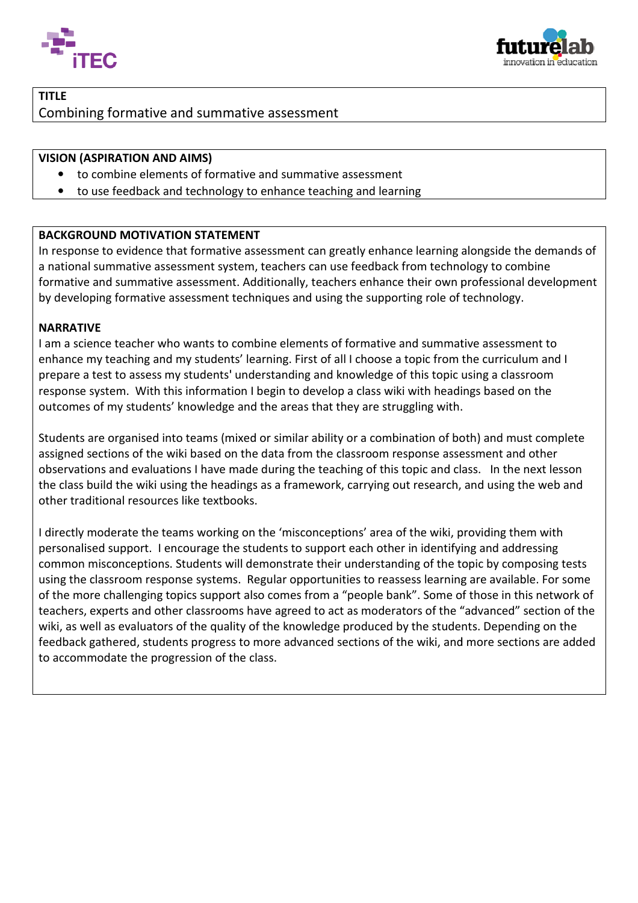## TITLE

Combining formative and summative assessment

## VISION (ASPIRATION AND AIMS)

- to combine elements of formative and summative assessment
- to use feedback and technology to enhance teaching and learning

## BACKGROUND MOTIVATION STATEMENT

In response to evidence that formative assessment can greatly enhance learning alongside the demands of a national summative assessment system, teachers can use feedback from technology to combine formative and summative assessment. Additionally, teachers enhance their own professional development by developing formative assessment techniques and using the supporting role of technology.

## NARRATIVE

I am a science teacher who wants to combine elements of formative and summative assessment to enhance my teaching and my students' learning. First of all I choose a topic from the curriculum and I prepare a test to assess my students' understanding and knowledge of this topic using a classroom response system. With this information I begin to develop a class wiki with headings based on the outcomes of my students' knowledge and the areas that they are struggling with.

Students are organised into teams (mixed or similar ability or a combination of both) and must complete assigned sections of the wiki based on the data from the classroom response assessment and other observations and evaluations I have made during the teaching of this topic and class. In the next lesson the class build the wiki using the headings as a framework, carrying out research, and using the web and other traditional resources like textbooks.

I directly moderate the teams working on the 'misconceptions' area of the wiki, providing them with personalised support. I encourage the students to support each other in identifying and addressing common misconceptions. Students will demonstrate their understanding of the topic by composing tests using the classroom response systems. Regular opportunities to reassess learning are available. For some of the more challenging topics support also comes from a "people bank". Some of those in this network of teachers, experts and other classrooms have agreed to act as moderators of the "advanced" section of the wiki, as well as evaluators of the quality of the knowledge produced by the students. Depending on the feedback gathered, students progress to more advanced sections of the wiki, and more sections are added to accommodate the progression of the class.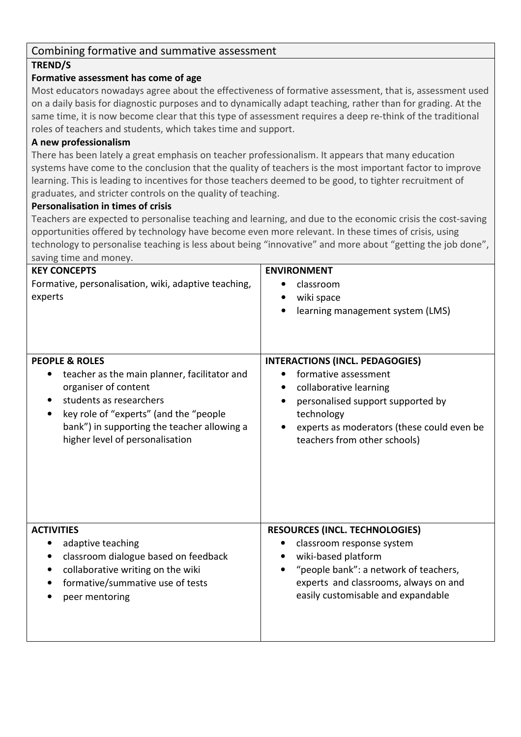## Combining formative and summative assessment

### TREND/S

**Formative assessment has come of age**

Most educators nowadays agree about the effectiveness of formative assessment, that is, assessment used on a daily basis for diagnostic purposes and to dynamically adapt teaching, rather than for grading. At the same time, it is now become clear that this type of assessment requires a deep re-think of the traditional roles of teachers and students, which takes time and support.

**A new professionalism**

There has been lately a great emphasis on teacher professionalism. It appears that many education systems have come to the conclusion that the quality of teachers is the most important factor to improve learning. This is leading to incentives for those teachers deemed to be good, to tighter recruitment of graduates, and stricter controls on the quality of teaching.

**Personalisation in times of crisis**

Teachers are expected to personalise teaching and learning, and due to the economic crisis the cost-saving opportunities offered by technology have become even more relevant. In these times of crisis, using technology to personalise teaching is less about being "innovative" and more about "getting the job done", saving time and money.

| | |
|---|---|
| **KEY CONCEPTS**<br>Formative, personalisation, wiki, adaptive teaching, experts | **ENVIRONMENT**<br>• classroom<br>• wiki space<br>• learning management system (LMS) |
| **PEOPLE & ROLES**<br>• teacher as the main planner, facilitator and organiser of content<br>• students as researchers<br>• key role of "experts" (and the "people bank") in supporting the teacher allowing a higher level of personalisation | **INTERACTIONS (INCL. PEDAGOGIES)**<br>• formative assessment<br>• collaborative learning<br>• personalised support supported by technology<br>• experts as moderators (these could even be teachers from other schools) |
| **ACTIVITIES**<br>• adaptive teaching<br>• classroom dialogue based on feedback<br>• collaborative writing on the wiki<br>• formative/summative use of tests<br>• peer mentoring | **RESOURCES (INCL. TECHNOLOGIES)**<br>• classroom response system<br>• wiki-based platform<br>• "people bank": a network of teachers, experts and classrooms, always on and easily customisable and expandable |